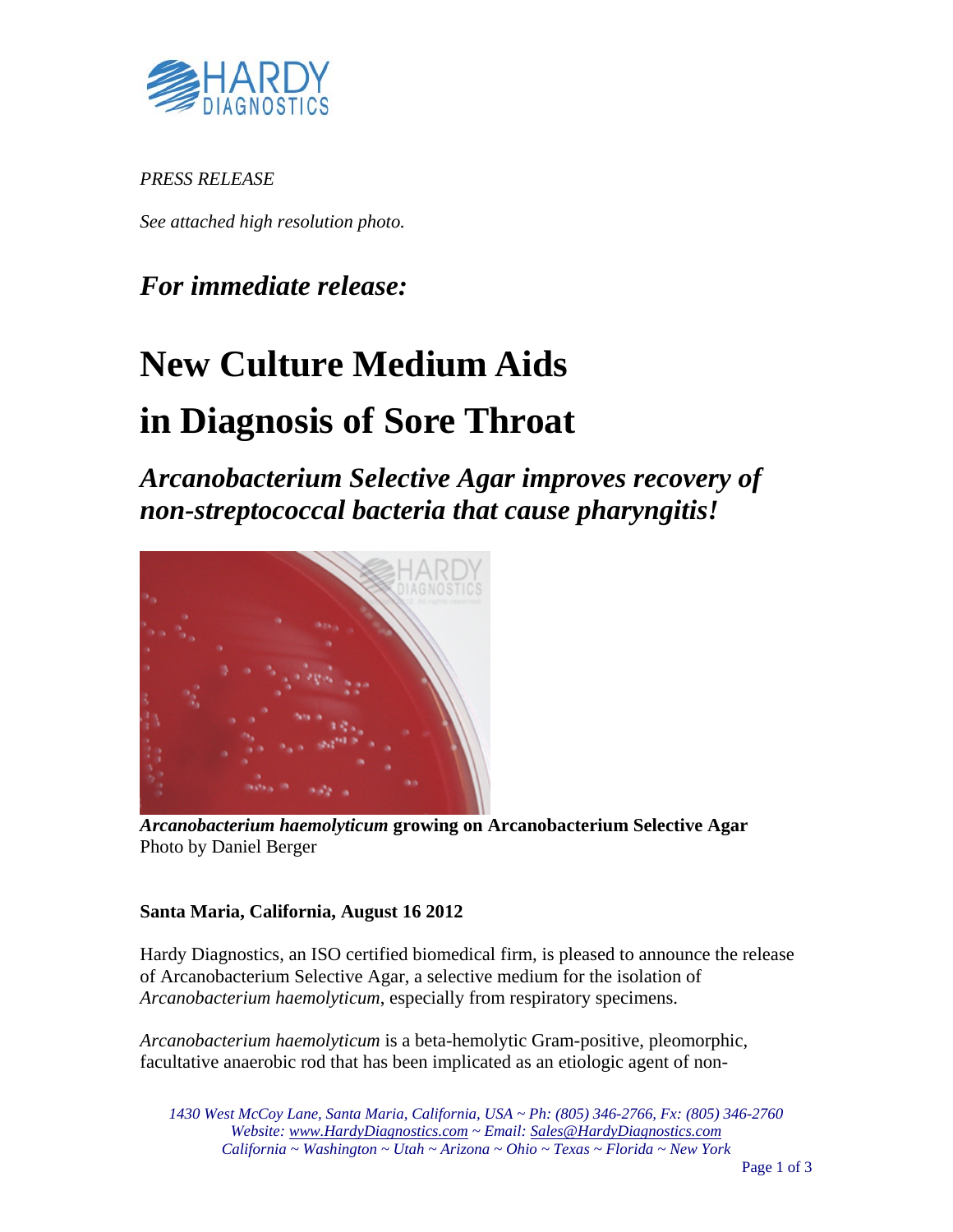*PRESS RELEASE*

*See attached high resolution photo.*

## *For immediate release:*

# New Culture Medium Aids in Diagnosis of Sore Throat

## *Arcanobacterium Selective Agar improves recovery of non-streptococcal bacteria that cause pharyngitis!*

***Arcanobacterium haemolyticum*** **growing on Arcanobacterium Selective Agar**
Photo by Daniel Berger

**Santa Maria, California, August 16 2012**

Hardy Diagnostics, an ISO certified biomedical firm, is pleased to announce the release of Arcanobacterium Selective Agar, a selective medium for the isolation of *Arcanobacterium haemolyticum*, especially from respiratory specimens.

*Arcanobacterium haemolyticum* is a beta-hemolytic Gram-positive, pleomorphic, facultative anaerobic rod that has been implicated as an etiologic agent of non-

*1430 West McCoy Lane, Santa Maria, California, USA ~ Ph: (805) 346-2766, Fx: (805) 346-2760*
*Website: www.HardyDiagnostics.com ~ Email: Sales@HardyDiagnostics.com*
*California ~ Washington ~ Utah ~ Arizona ~ Ohio ~ Texas ~ Florida ~ New York*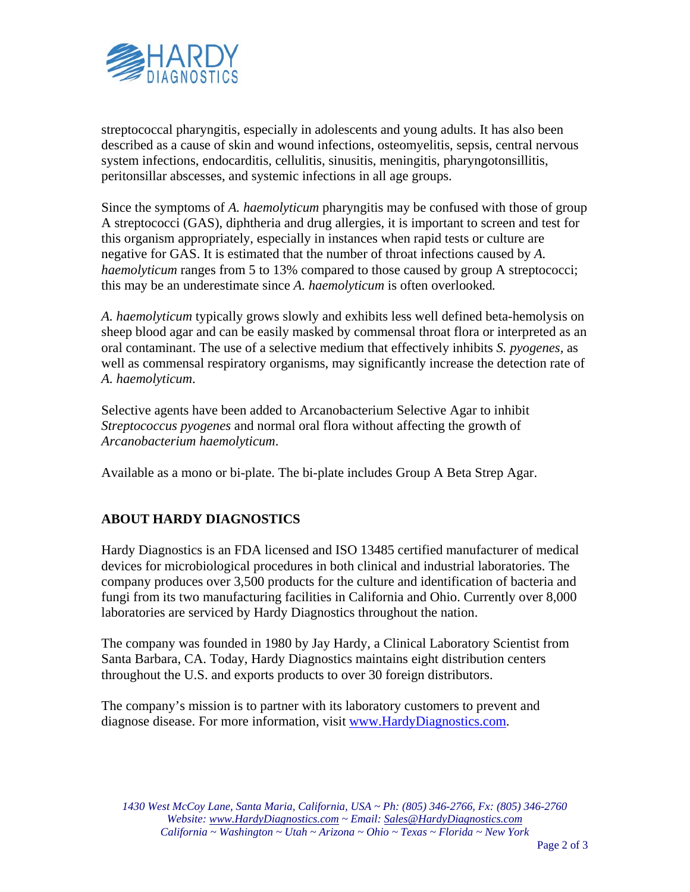streptococcal pharyngitis, especially in adolescents and young adults. It has also been described as a cause of skin and wound infections, osteomyelitis, sepsis, central nervous system infections, endocarditis, cellulitis, sinusitis, meningitis, pharyngotonsillitis, peritonsillar abscesses, and systemic infections in all age groups.

Since the symptoms of *A. haemolyticum* pharyngitis may be confused with those of group A streptococci (GAS), diphtheria and drug allergies, it is important to screen and test for this organism appropriately, especially in instances when rapid tests or culture are negative for GAS. It is estimated that the number of throat infections caused by *A. haemolyticum* ranges from 5 to 13% compared to those caused by group A streptococci; this may be an underestimate since *A. haemolyticum* is often overlooked.

*A. haemolyticum* typically grows slowly and exhibits less well defined beta-hemolysis on sheep blood agar and can be easily masked by commensal throat flora or interpreted as an oral contaminant. The use of a selective medium that effectively inhibits *S. pyogenes*, as well as commensal respiratory organisms, may significantly increase the detection rate of *A. haemolyticum*.

Selective agents have been added to Arcanobacterium Selective Agar to inhibit *Streptococcus pyogenes* and normal oral flora without affecting the growth of *Arcanobacterium haemolyticum*.

Available as a mono or bi-plate. The bi-plate includes Group A Beta Strep Agar.

## ABOUT HARDY DIAGNOSTICS

Hardy Diagnostics is an FDA licensed and ISO 13485 certified manufacturer of medical devices for microbiological procedures in both clinical and industrial laboratories. The company produces over 3,500 products for the culture and identification of bacteria and fungi from its two manufacturing facilities in California and Ohio. Currently over 8,000 laboratories are serviced by Hardy Diagnostics throughout the nation.

The company was founded in 1980 by Jay Hardy, a Clinical Laboratory Scientist from Santa Barbara, CA. Today, Hardy Diagnostics maintains eight distribution centers throughout the U.S. and exports products to over 30 foreign distributors.

The company's mission is to partner with its laboratory customers to prevent and diagnose disease. For more information, visit [www.HardyDiagnostics.com](http://www.HardyDiagnostics.com).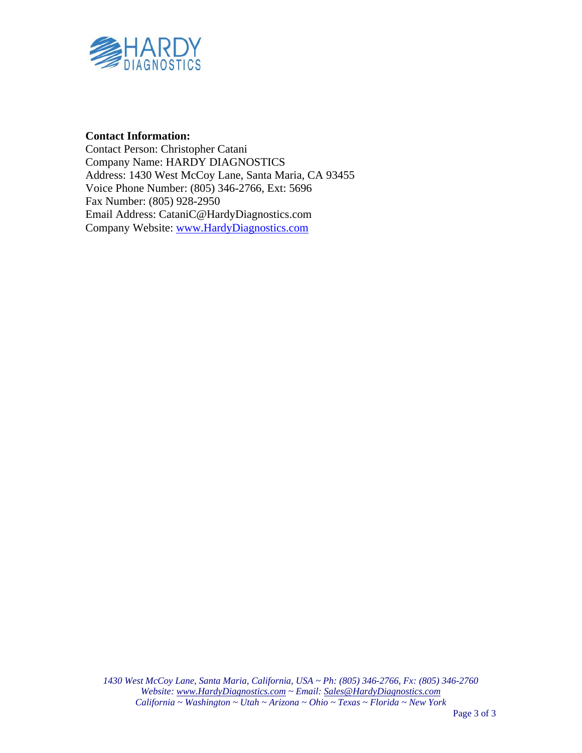**Contact Information:**
Contact Person: Christopher Catani
Company Name: HARDY DIAGNOSTICS
Address: 1430 West McCoy Lane, Santa Maria, CA 93455
Voice Phone Number: (805) 346-2766, Ext: 5696
Fax Number: (805) 928-2950
Email Address: CataniC@HardyDiagnostics.com
Company Website: www.HardyDiagnostics.com